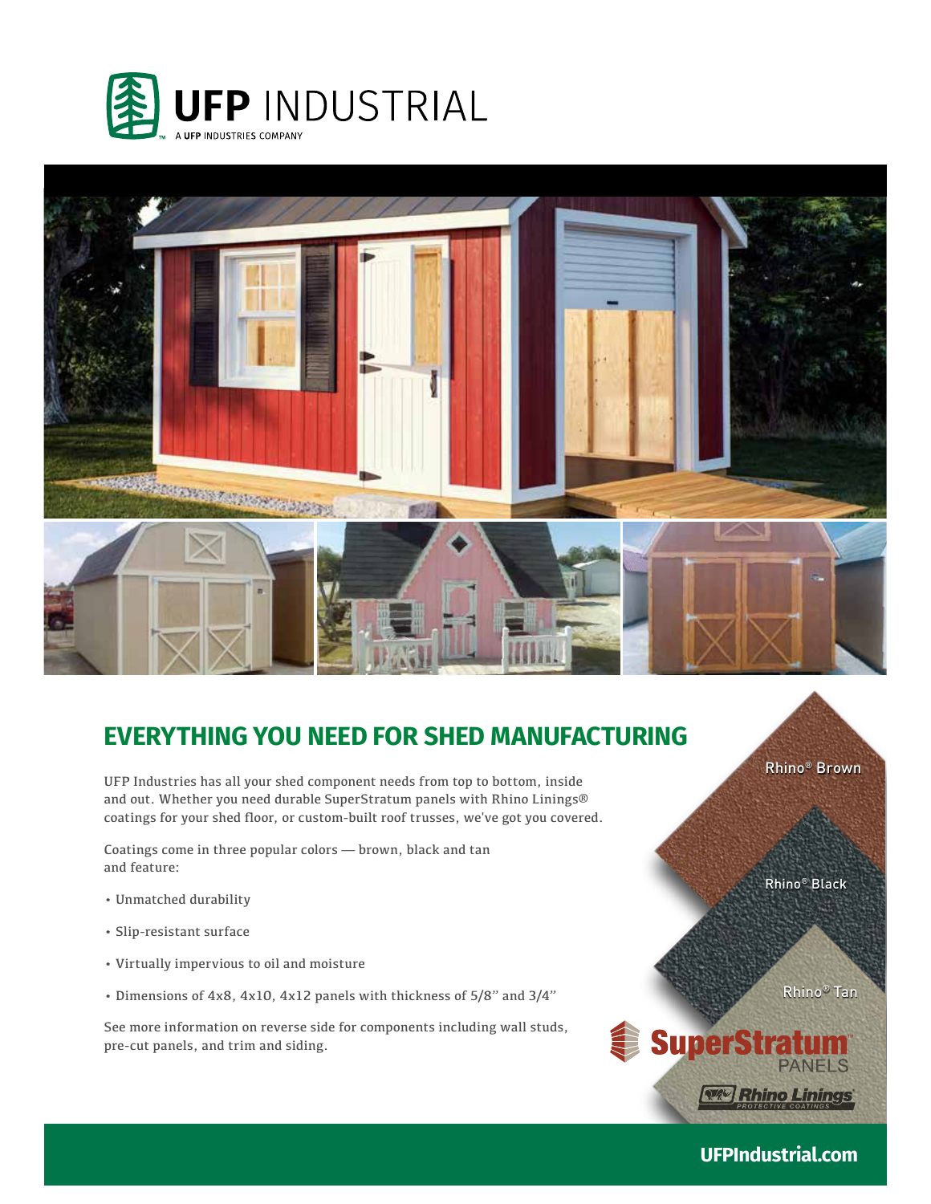**UFP INDUSTRIAL**
A UFP INDUSTRIES COMPANY

## EVERYTHING YOU NEED FOR SHED MANUFACTURING

UFP Industries has all your shed component needs from top to bottom, inside and out. Whether you need durable SuperStratum panels with Rhino Linings® coatings for your shed floor, or custom-built roof trusses, we've got you covered.

Coatings come in three popular colors — brown, black and tan and feature:

- Unmatched durability
- Slip-resistant surface
- Virtually impervious to oil and moisture
- Dimensions of 4x8, 4x10, 4x12 panels with thickness of 5/8" and 3/4"

See more information on reverse side for components including wall studs, pre-cut panels, and trim and siding.

Rhino® Brown

Rhino® Black

Rhino® Tan

SuperStratum™ PANELS

Rhino Linings® PROTECTIVE COATINGS

**UFPIndustrial.com**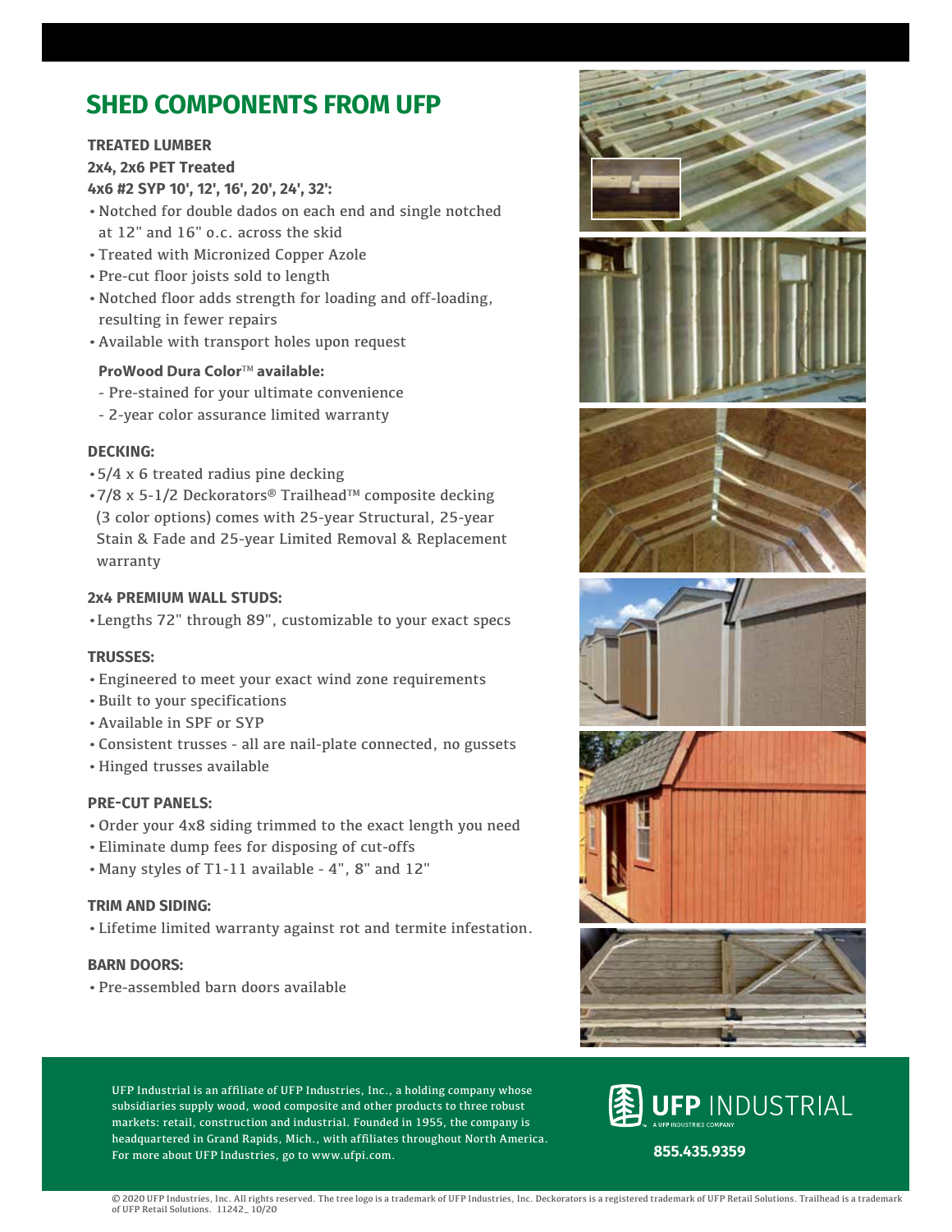# SHED COMPONENTS FROM UFP

## TREATED LUMBER

**2x4, 2x6 PET Treated**

**4x6 #2 SYP 10', 12', 16', 20', 24', 32':**

- Notched for double dados on each end and single notched at 12" and 16" o.c. across the skid
- Treated with Micronized Copper Azole
- Pre-cut floor joists sold to length
- Notched floor adds strength for loading and off-loading, resulting in fewer repairs
- Available with transport holes upon request

**ProWood Dura Color™ available:**

- Pre-stained for your ultimate convenience
- 2-year color assurance limited warranty

## DECKING:

- 5/4 x 6 treated radius pine decking
- 7/8 x 5-1/2 Deckorators® Trailhead™ composite decking (3 color options) comes with 25-year Structural, 25-year Stain & Fade and 25-year Limited Removal & Replacement warranty

## 2x4 PREMIUM WALL STUDS:

- Lengths 72" through 89", customizable to your exact specs

## TRUSSES:

- Engineered to meet your exact wind zone requirements
- Built to your specifications
- Available in SPF or SYP
- Consistent trusses - all are nail-plate connected, no gussets
- Hinged trusses available

## PRE-CUT PANELS:

- Order your 4x8 siding trimmed to the exact length you need
- Eliminate dump fees for disposing of cut-offs
- Many styles of T1-11 available - 4", 8" and 12"

## TRIM AND SIDING:

- Lifetime limited warranty against rot and termite infestation.

## BARN DOORS:

- Pre-assembled barn doors available

UFP Industrial is an affiliate of UFP Industries, Inc., a holding company whose subsidiaries supply wood, wood composite and other products to three robust markets: retail, construction and industrial. Founded in 1955, the company is headquartered in Grand Rapids, Mich., with affiliates throughout North America. For more about UFP Industries, go to www.ufpi.com.

**UFP INDUSTRIAL**
A UFP INDUSTRIES COMPANY

**855.435.9359**

© 2020 UFP Industries, Inc. All rights reserved. The tree logo is a trademark of UFP Industries, Inc. Deckorators is a registered trademark of UFP Retail Solutions. Trailhead is a trademark of UFP Retail Solutions. 11242_ 10/20